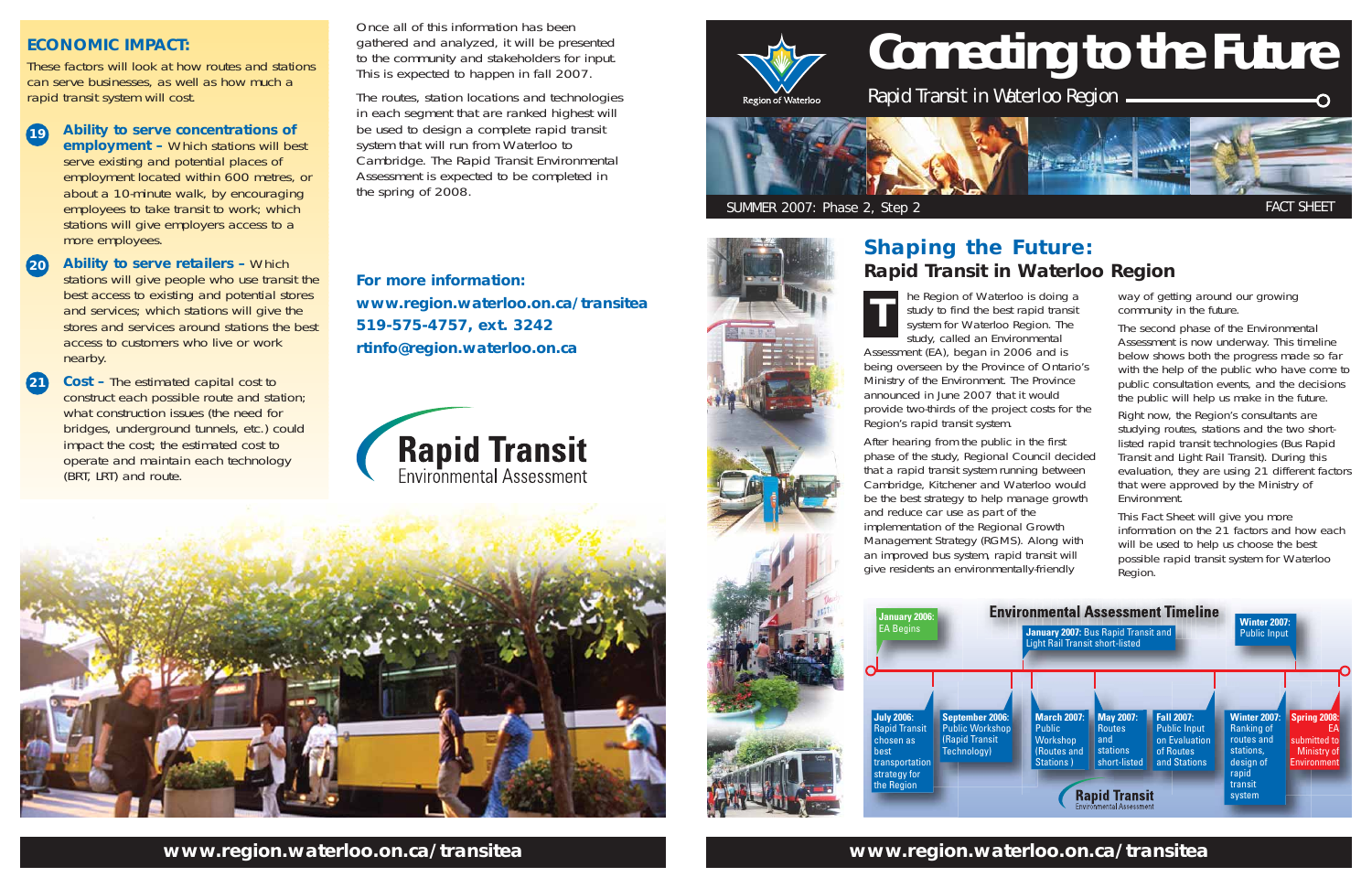# Connecting to the Future

Rapid Transit in Waterloo Region

Region of Waterloo

SUMMER 2007: Phase 2, Step 2

FACT SHEET

## Shaping the Future: Rapid Transit in Waterloo Region

The Region of Waterloo is doing a study to find the best rapid transit system for Waterloo Region. The study, called an Environmental Assessment (EA), began in 2006 and is being overseen by the Province of Ontario's Ministry of the Environment. The Province announced in June 2007 that it would provide two-thirds of the project costs for the Region's rapid transit system.

After hearing from the public in the first phase of the study, Regional Council decided that a rapid transit system running between Cambridge, Kitchener and Waterloo would be the best strategy to help manage growth and reduce car use as part of the implementation of the Regional Growth Management Strategy (RGMS). Along with an improved bus system, rapid transit will give residents an environmentally-friendly way of getting around our growing community in the future.

The second phase of the Environmental Assessment is now underway. This timeline below shows both the progress made so far with the help of the public who have come to public consultation events, and the decisions the public will help us make in the future.

Right now, the Region's consultants are studying routes, stations and the two short-listed rapid transit technologies (Bus Rapid Transit and Light Rail Transit). During this evaluation, they are using 21 different factors that were approved by the Ministry of Environment.

This Fact Sheet will give you more information on the 21 factors and how each will be used to help us choose the best possible rapid transit system for Waterloo Region.

### Environmental Assessment Timeline

- **January 2006:** EA Begins
- **July 2006:** Rapid Transit chosen as best transportation strategy for the Region
- **September 2006:** Public Workshop (Rapid Transit Technology)
- **January 2007:** Bus Rapid Transit and Light Rail Transit short-listed
- **March 2007:** Public Workshop (Routes and Stations)
- **May 2007:** Routes and stations short-listed
- **Fall 2007:** Public Input on Evaluation of Routes and Stations
- **Winter 2007:** Public Input
- **Winter 2007:** Ranking of routes and stations, design of rapid transit system
- **Spring 2008:** EA submitted to Ministry of Environment

## ECONOMIC IMPACT:

These factors will look at how routes and stations can serve businesses, as well as how much a rapid transit system will cost.

19. **Ability to serve concentrations of employment –** Which stations will best serve existing and potential places of employment located within 600 metres, or about a 10-minute walk, by encouraging employees to take transit to work; which stations will give employers access to a more employees.

20. **Ability to serve retailers –** Which stations will give people who use transit the best access to existing and potential stores and services; which stations will give the stores and services around stations the best access to customers who live or work nearby.

21. **Cost –** The estimated capital cost to construct each possible route and station; what construction issues (the need for bridges, underground tunnels, etc.) could impact the cost; the estimated cost to operate and maintain each technology (BRT, LRT) and route.

Once all of this information has been gathered and analyzed, it will be presented to the community and stakeholders for input. This is expected to happen in fall 2007.

The routes, station locations and technologies in each segment that are ranked highest will be used to design a complete rapid transit system that will run from Waterloo to Cambridge. The Rapid Transit Environmental Assessment is expected to be completed in the spring of 2008.

**For more information:**
**www.region.waterloo.on.ca/transitea**
**519-575-4757, ext. 3242**
**rtinfo@region.waterloo.on.ca**

Rapid Transit Environmental Assessment

www.region.waterloo.on.ca/transitea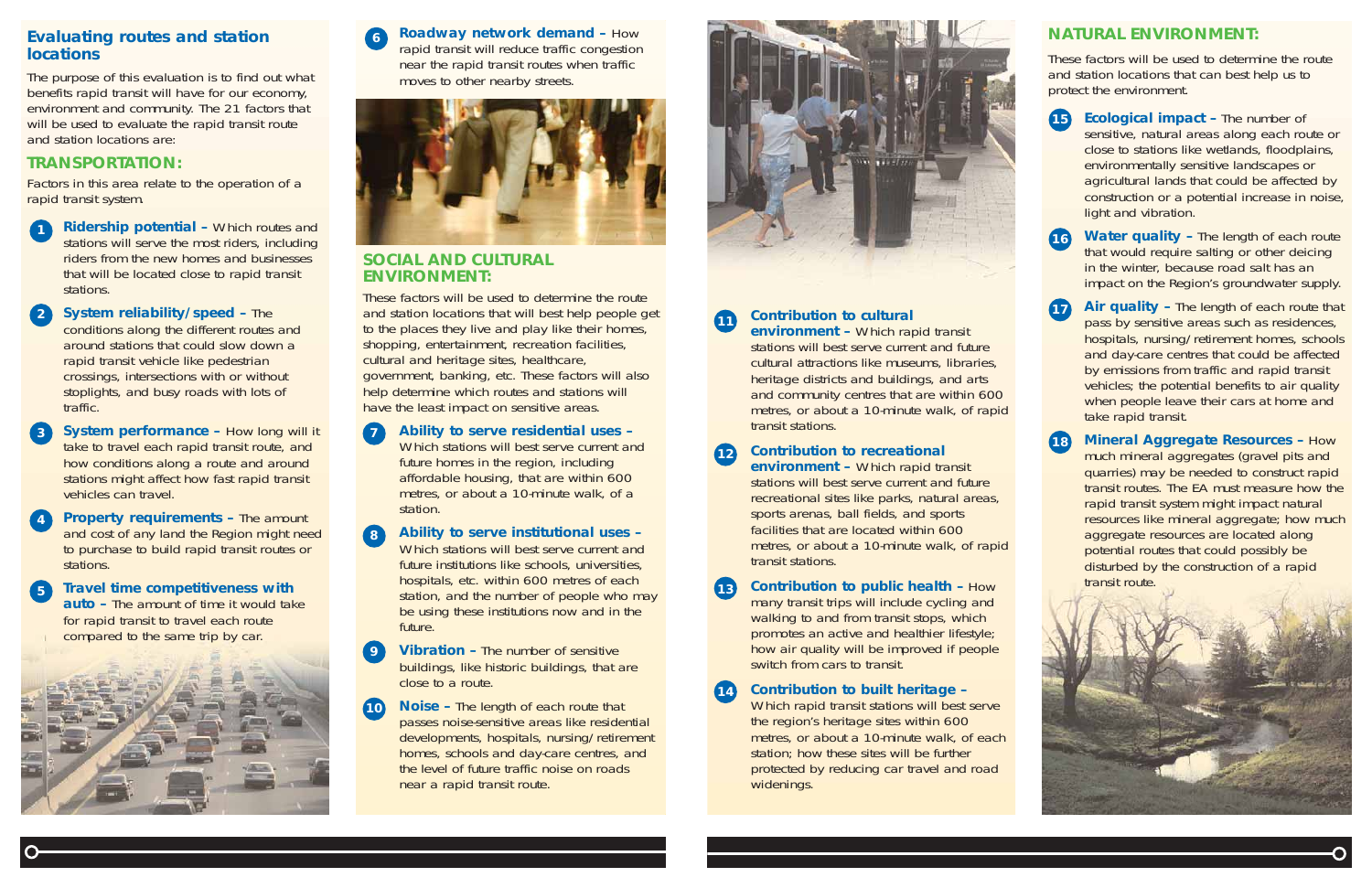## Evaluating routes and station locations

The purpose of this evaluation is to find out what benefits rapid transit will have for our economy, environment and community. The 21 factors that will be used to evaluate the rapid transit route and station locations are:

### TRANSPORTATION:

Factors in this area relate to the operation of a rapid transit system.

1. **Ridership potential –** Which routes and stations will serve the most riders, including riders from the new homes and businesses that will be located close to rapid transit stations.
2. **System reliability/speed –** The conditions along the different routes and around stations that could slow down a rapid transit vehicle like pedestrian crossings, intersections with or without stoplights, and busy roads with lots of traffic.
3. **System performance –** How long will it take to travel each rapid transit route, and how conditions along a route and around stations might affect how fast rapid transit vehicles can travel.
4. **Property requirements –** The amount and cost of any land the Region might need to purchase to build rapid transit routes or stations.
5. **Travel time competitiveness with auto –** The amount of time it would take for rapid transit to travel each route compared to the same trip by car.
6. **Roadway network demand –** How rapid transit will reduce traffic congestion near the rapid transit routes when traffic moves to other nearby streets.

### SOCIAL AND CULTURAL ENVIRONMENT:

These factors will be used to determine the route and station locations that will best help people get to the places they live and play like their homes, shopping, entertainment, recreation facilities, cultural and heritage sites, healthcare, government, banking, etc. These factors will also help determine which routes and stations will have the least impact on sensitive areas.

7. **Ability to serve residential uses –** Which stations will best serve current and future homes in the region, including affordable housing, that are within 600 metres, or about a 10-minute walk, of a station.
8. **Ability to serve institutional uses –** Which stations will best serve current and future institutions like schools, universities, hospitals, etc. within 600 metres of each station, and the number of people who may be using these institutions now and in the future.
9. **Vibration –** The number of sensitive buildings, like historic buildings, that are close to a route.
10. **Noise –** The length of each route that passes noise-sensitive areas like residential developments, hospitals, nursing/retirement homes, schools and day-care centres, and the level of future traffic noise on roads near a rapid transit route.
11. **Contribution to cultural environment –** Which rapid transit stations will best serve current and future cultural attractions like museums, libraries, heritage districts and buildings, and arts and community centres that are within 600 metres, or about a 10-minute walk, of rapid transit stations.
12. **Contribution to recreational environment –** Which rapid transit stations will best serve current and future recreational sites like parks, natural areas, sports arenas, ball fields, and sports facilities that are located within 600 metres, or about a 10-minute walk, of rapid transit stations.
13. **Contribution to public health –** How many transit trips will include cycling and walking to and from transit stops, which promotes an active and healthier lifestyle; how air quality will be improved if people switch from cars to transit.
14. **Contribution to built heritage –** Which rapid transit stations will best serve the region's heritage sites within 600 metres, or about a 10-minute walk, of each station; how these sites will be further protected by reducing car travel and road widenings.

### NATURAL ENVIRONMENT:

These factors will be used to determine the route and station locations that can best help us to protect the environment.

15. **Ecological impact –** The number of sensitive, natural areas along each route or close to stations like wetlands, floodplains, environmentally sensitive landscapes or agricultural lands that could be affected by construction or a potential increase in noise, light and vibration.
16. **Water quality –** The length of each route that would require salting or other deicing in the winter, because road salt has an impact on the Region's groundwater supply.
17. **Air quality –** The length of each route that pass by sensitive areas such as residences, hospitals, nursing/retirement homes, schools and day-care centres that could be affected by emissions from traffic and rapid transit vehicles; the potential benefits to air quality when people leave their cars at home and take rapid transit.
18. **Mineral Aggregate Resources –** How much mineral aggregates (gravel pits and quarries) may be needed to construct rapid transit routes. The EA must measure how the rapid transit system might impact natural resources like mineral aggregate; how much aggregate resources are located along potential routes that could possibly be disturbed by the construction of a rapid transit route.